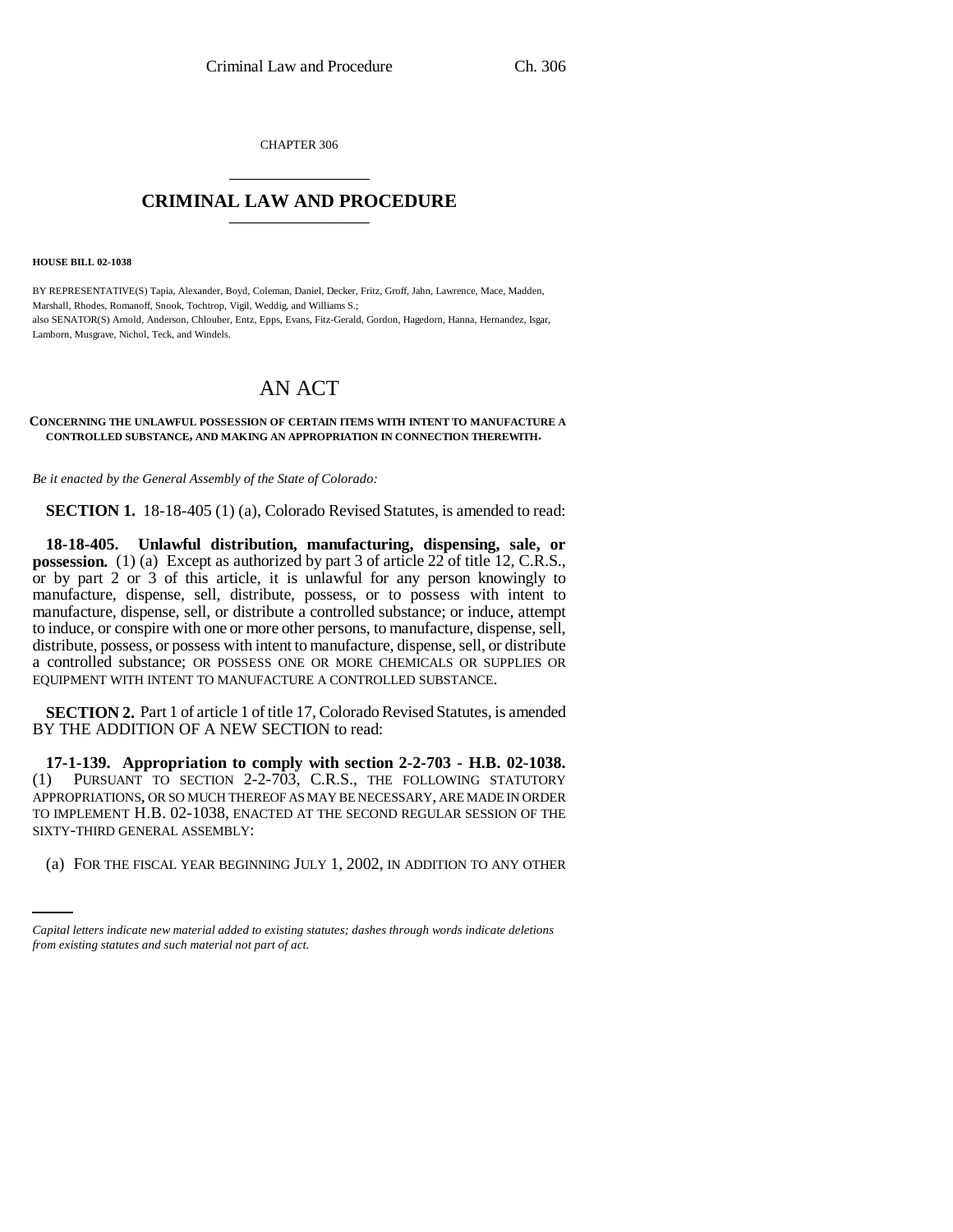CHAPTER 306

# CRIMINAL LAW AND PROCEDURE

**HOUSE BILL 02-1038**

BY REPRESENTATIVE(S) Tapia, Alexander, Boyd, Coleman, Daniel, Decker, Fritz, Groff, Jahn, Lawrence, Mace, Madden, Marshall, Rhodes, Romanoff, Snook, Tochtrop, Vigil, Weddig, and Williams S.;
also SENATOR(S) Arnold, Anderson, Chlouber, Entz, Epps, Evans, Fitz-Gerald, Gordon, Hagedorn, Hanna, Hernandez, Isgar, Lamborn, Musgrave, Nichol, Teck, and Windels.

# AN ACT

**CONCERNING THE UNLAWFUL POSSESSION OF CERTAIN ITEMS WITH INTENT TO MANUFACTURE A CONTROLLED SUBSTANCE, AND MAKING AN APPROPRIATION IN CONNECTION THEREWITH.**

*Be it enacted by the General Assembly of the State of Colorado:*

**SECTION 1.** 18-18-405 (1) (a), Colorado Revised Statutes, is amended to read:

**18-18-405. Unlawful distribution, manufacturing, dispensing, sale, or possession.** (1) (a) Except as authorized by part 3 of article 22 of title 12, C.R.S., or by part 2 or 3 of this article, it is unlawful for any person knowingly to manufacture, dispense, sell, distribute, possess, or to possess with intent to manufacture, dispense, sell, or distribute a controlled substance; or induce, attempt to induce, or conspire with one or more other persons, to manufacture, dispense, sell, distribute, possess, or possess with intent to manufacture, dispense, sell, or distribute a controlled substance; OR POSSESS ONE OR MORE CHEMICALS OR SUPPLIES OR EQUIPMENT WITH INTENT TO MANUFACTURE A CONTROLLED SUBSTANCE.

**SECTION 2.** Part 1 of article 1 of title 17, Colorado Revised Statutes, is amended BY THE ADDITION OF A NEW SECTION to read:

**17-1-139. Appropriation to comply with section 2-2-703 - H.B. 02-1038.** (1) PURSUANT TO SECTION 2-2-703, C.R.S., THE FOLLOWING STATUTORY APPROPRIATIONS, OR SO MUCH THEREOF AS MAY BE NECESSARY, ARE MADE IN ORDER TO IMPLEMENT H.B. 02-1038, ENACTED AT THE SECOND REGULAR SESSION OF THE SIXTY-THIRD GENERAL ASSEMBLY:

(a) FOR THE FISCAL YEAR BEGINNING JULY 1, 2002, IN ADDITION TO ANY OTHER

*Capital letters indicate new material added to existing statutes; dashes through words indicate deletions from existing statutes and such material not part of act.*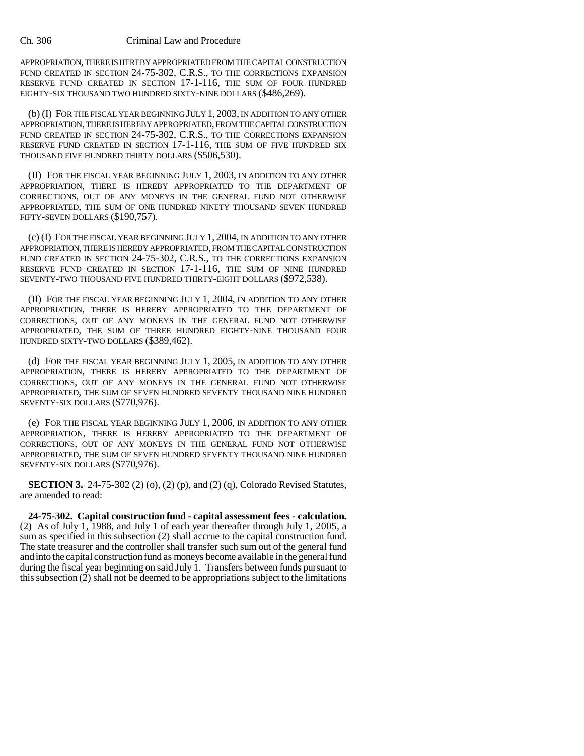APPROPRIATION, THERE IS HEREBY APPROPRIATED FROM THE CAPITAL CONSTRUCTION FUND CREATED IN SECTION 24-75-302, C.R.S., TO THE CORRECTIONS EXPANSION RESERVE FUND CREATED IN SECTION 17-1-116, THE SUM OF FOUR HUNDRED EIGHTY-SIX THOUSAND TWO HUNDRED SIXTY-NINE DOLLARS ($486,269).

(b) (I) FOR THE FISCAL YEAR BEGINNING JULY 1, 2003, IN ADDITION TO ANY OTHER APPROPRIATION, THERE IS HEREBY APPROPRIATED, FROM THE CAPITAL CONSTRUCTION FUND CREATED IN SECTION 24-75-302, C.R.S., TO THE CORRECTIONS EXPANSION RESERVE FUND CREATED IN SECTION 17-1-116, THE SUM OF FIVE HUNDRED SIX THOUSAND FIVE HUNDRED THIRTY DOLLARS ($506,530).

(II) FOR THE FISCAL YEAR BEGINNING JULY 1, 2003, IN ADDITION TO ANY OTHER APPROPRIATION, THERE IS HEREBY APPROPRIATED TO THE DEPARTMENT OF CORRECTIONS, OUT OF ANY MONEYS IN THE GENERAL FUND NOT OTHERWISE APPROPRIATED, THE SUM OF ONE HUNDRED NINETY THOUSAND SEVEN HUNDRED FIFTY-SEVEN DOLLARS ($190,757).

(c) (I) FOR THE FISCAL YEAR BEGINNING JULY 1, 2004, IN ADDITION TO ANY OTHER APPROPRIATION, THERE IS HEREBY APPROPRIATED, FROM THE CAPITAL CONSTRUCTION FUND CREATED IN SECTION 24-75-302, C.R.S., TO THE CORRECTIONS EXPANSION RESERVE FUND CREATED IN SECTION 17-1-116, THE SUM OF NINE HUNDRED SEVENTY-TWO THOUSAND FIVE HUNDRED THIRTY-EIGHT DOLLARS ($972,538).

(II) FOR THE FISCAL YEAR BEGINNING JULY 1, 2004, IN ADDITION TO ANY OTHER APPROPRIATION, THERE IS HEREBY APPROPRIATED TO THE DEPARTMENT OF CORRECTIONS, OUT OF ANY MONEYS IN THE GENERAL FUND NOT OTHERWISE APPROPRIATED, THE SUM OF THREE HUNDRED EIGHTY-NINE THOUSAND FOUR HUNDRED SIXTY-TWO DOLLARS ($389,462).

(d) FOR THE FISCAL YEAR BEGINNING JULY 1, 2005, IN ADDITION TO ANY OTHER APPROPRIATION, THERE IS HEREBY APPROPRIATED TO THE DEPARTMENT OF CORRECTIONS, OUT OF ANY MONEYS IN THE GENERAL FUND NOT OTHERWISE APPROPRIATED, THE SUM OF SEVEN HUNDRED SEVENTY THOUSAND NINE HUNDRED SEVENTY-SIX DOLLARS ($770,976).

(e) FOR THE FISCAL YEAR BEGINNING JULY 1, 2006, IN ADDITION TO ANY OTHER APPROPRIATION, THERE IS HEREBY APPROPRIATED TO THE DEPARTMENT OF CORRECTIONS, OUT OF ANY MONEYS IN THE GENERAL FUND NOT OTHERWISE APPROPRIATED, THE SUM OF SEVEN HUNDRED SEVENTY THOUSAND NINE HUNDRED SEVENTY-SIX DOLLARS ($770,976).

**SECTION 3.** 24-75-302 (2) (o), (2) (p), and (2) (q), Colorado Revised Statutes, are amended to read:

**24-75-302. Capital construction fund - capital assessment fees - calculation.** (2) As of July 1, 1988, and July 1 of each year thereafter through July 1, 2005, a sum as specified in this subsection (2) shall accrue to the capital construction fund. The state treasurer and the controller shall transfer such sum out of the general fund and into the capital construction fund as moneys become available in the general fund during the fiscal year beginning on said July 1. Transfers between funds pursuant to this subsection (2) shall not be deemed to be appropriations subject to the limitations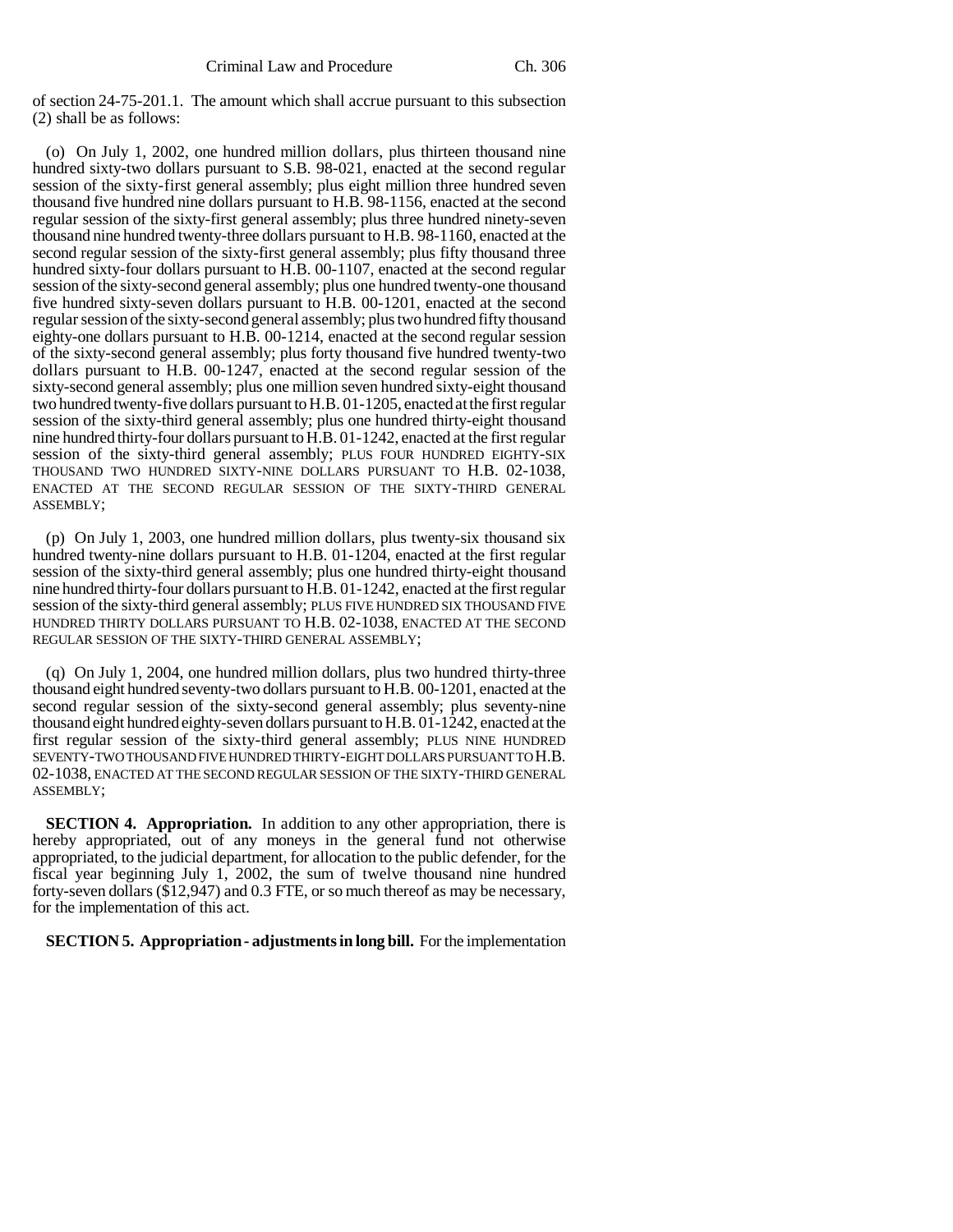of section 24-75-201.1. The amount which shall accrue pursuant to this subsection (2) shall be as follows:

(o) On July 1, 2002, one hundred million dollars, plus thirteen thousand nine hundred sixty-two dollars pursuant to S.B. 98-021, enacted at the second regular session of the sixty-first general assembly; plus eight million three hundred seven thousand five hundred nine dollars pursuant to H.B. 98-1156, enacted at the second regular session of the sixty-first general assembly; plus three hundred ninety-seven thousand nine hundred twenty-three dollars pursuant to H.B. 98-1160, enacted at the second regular session of the sixty-first general assembly; plus fifty thousand three hundred sixty-four dollars pursuant to H.B. 00-1107, enacted at the second regular session of the sixty-second general assembly; plus one hundred twenty-one thousand five hundred sixty-seven dollars pursuant to H.B. 00-1201, enacted at the second regular session of the sixty-second general assembly; plus two hundred fifty thousand eighty-one dollars pursuant to H.B. 00-1214, enacted at the second regular session of the sixty-second general assembly; plus forty thousand five hundred twenty-two dollars pursuant to H.B. 00-1247, enacted at the second regular session of the sixty-second general assembly; plus one million seven hundred sixty-eight thousand two hundred twenty-five dollars pursuant to H.B. 01-1205, enacted at the first regular session of the sixty-third general assembly; plus one hundred thirty-eight thousand nine hundred thirty-four dollars pursuant to H.B. 01-1242, enacted at the first regular session of the sixty-third general assembly; PLUS FOUR HUNDRED EIGHTY-SIX THOUSAND TWO HUNDRED SIXTY-NINE DOLLARS PURSUANT TO H.B. 02-1038, ENACTED AT THE SECOND REGULAR SESSION OF THE SIXTY-THIRD GENERAL ASSEMBLY;

(p) On July 1, 2003, one hundred million dollars, plus twenty-six thousand six hundred twenty-nine dollars pursuant to H.B. 01-1204, enacted at the first regular session of the sixty-third general assembly; plus one hundred thirty-eight thousand nine hundred thirty-four dollars pursuant to H.B. 01-1242, enacted at the first regular session of the sixty-third general assembly; PLUS FIVE HUNDRED SIX THOUSAND FIVE HUNDRED THIRTY DOLLARS PURSUANT TO H.B. 02-1038, ENACTED AT THE SECOND REGULAR SESSION OF THE SIXTY-THIRD GENERAL ASSEMBLY;

(q) On July 1, 2004, one hundred million dollars, plus two hundred thirty-three thousand eight hundred seventy-two dollars pursuant to H.B. 00-1201, enacted at the second regular session of the sixty-second general assembly; plus seventy-nine thousand eight hundred eighty-seven dollars pursuant to H.B. 01-1242, enacted at the first regular session of the sixty-third general assembly; PLUS NINE HUNDRED SEVENTY-TWO THOUSAND FIVE HUNDRED THIRTY-EIGHT DOLLARS PURSUANT TO H.B. 02-1038, ENACTED AT THE SECOND REGULAR SESSION OF THE SIXTY-THIRD GENERAL ASSEMBLY;

**SECTION 4. Appropriation.** In addition to any other appropriation, there is hereby appropriated, out of any moneys in the general fund not otherwise appropriated, to the judicial department, for allocation to the public defender, for the fiscal year beginning July 1, 2002, the sum of twelve thousand nine hundred forty-seven dollars ($12,947) and 0.3 FTE, or so much thereof as may be necessary, for the implementation of this act.

**SECTION 5. Appropriation - adjustments in long bill.** For the implementation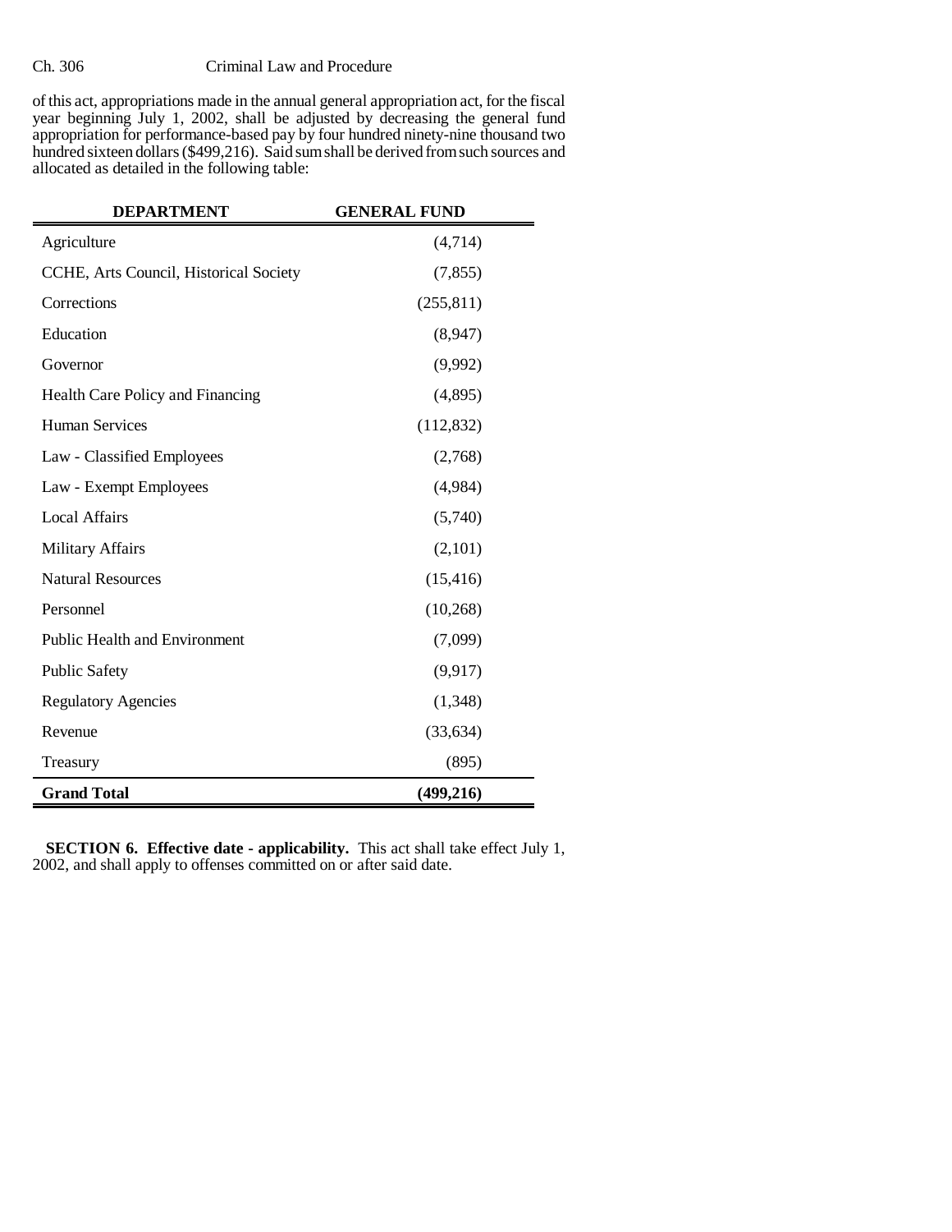of this act, appropriations made in the annual general appropriation act, for the fiscal year beginning July 1, 2002, shall be adjusted by decreasing the general fund appropriation for performance-based pay by four hundred ninety-nine thousand two hundred sixteen dollars ($499,216). Said sum shall be derived from such sources and allocated as detailed in the following table:

| DEPARTMENT | GENERAL FUND |
|---|---:|
| Agriculture | (4,714) |
| CCHE, Arts Council, Historical Society | (7,855) |
| Corrections | (255,811) |
| Education | (8,947) |
| Governor | (9,992) |
| Health Care Policy and Financing | (4,895) |
| Human Services | (112,832) |
| Law - Classified Employees | (2,768) |
| Law - Exempt Employees | (4,984) |
| Local Affairs | (5,740) |
| Military Affairs | (2,101) |
| Natural Resources | (15,416) |
| Personnel | (10,268) |
| Public Health and Environment | (7,099) |
| Public Safety | (9,917) |
| Regulatory Agencies | (1,348) |
| Revenue | (33,634) |
| Treasury | (895) |
| **Grand Total** | **(499,216)** |

**SECTION 6. Effective date - applicability.** This act shall take effect July 1, 2002, and shall apply to offenses committed on or after said date.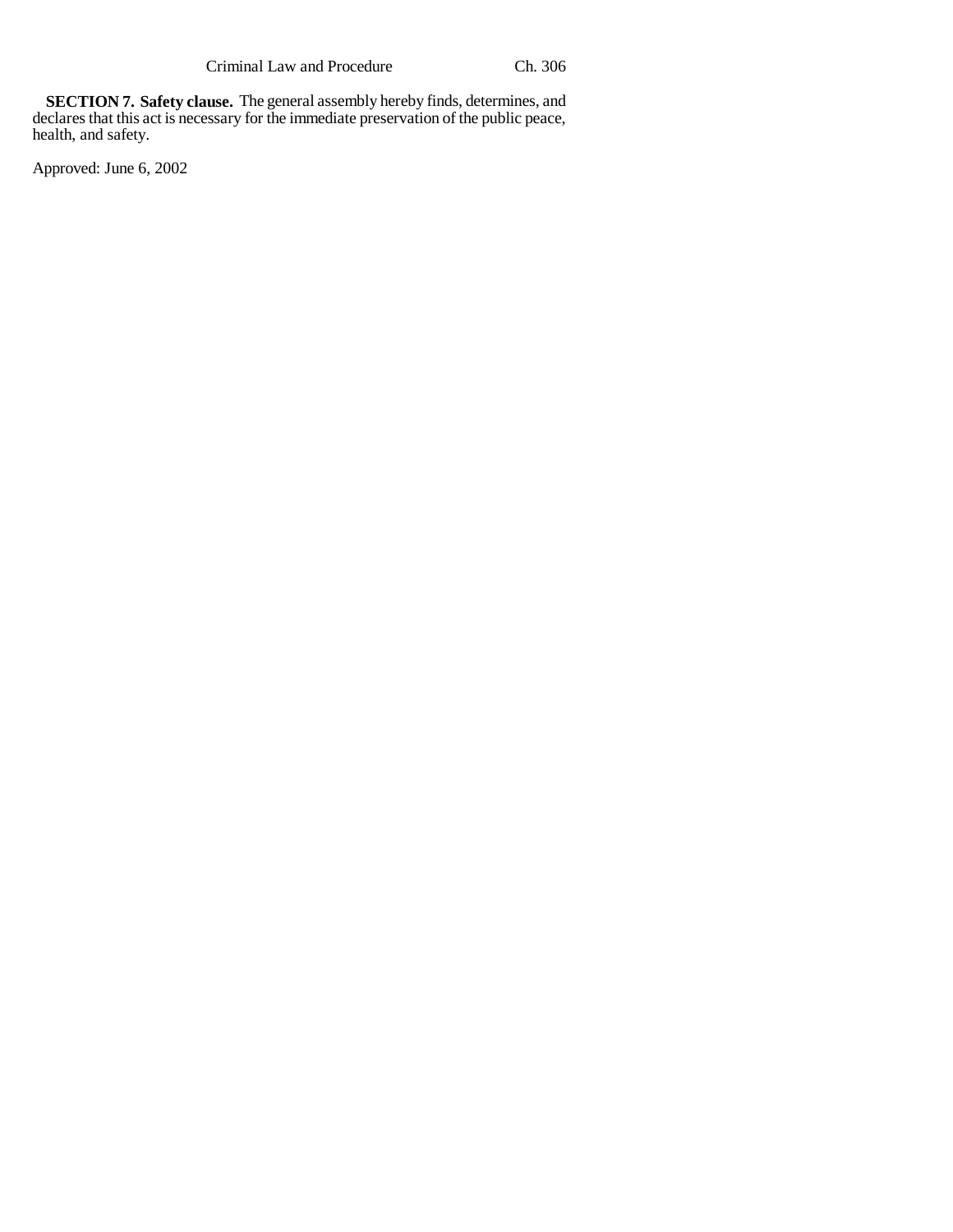**SECTION 7. Safety clause.** The general assembly hereby finds, determines, and declares that this act is necessary for the immediate preservation of the public peace, health, and safety.

Approved: June 6, 2002